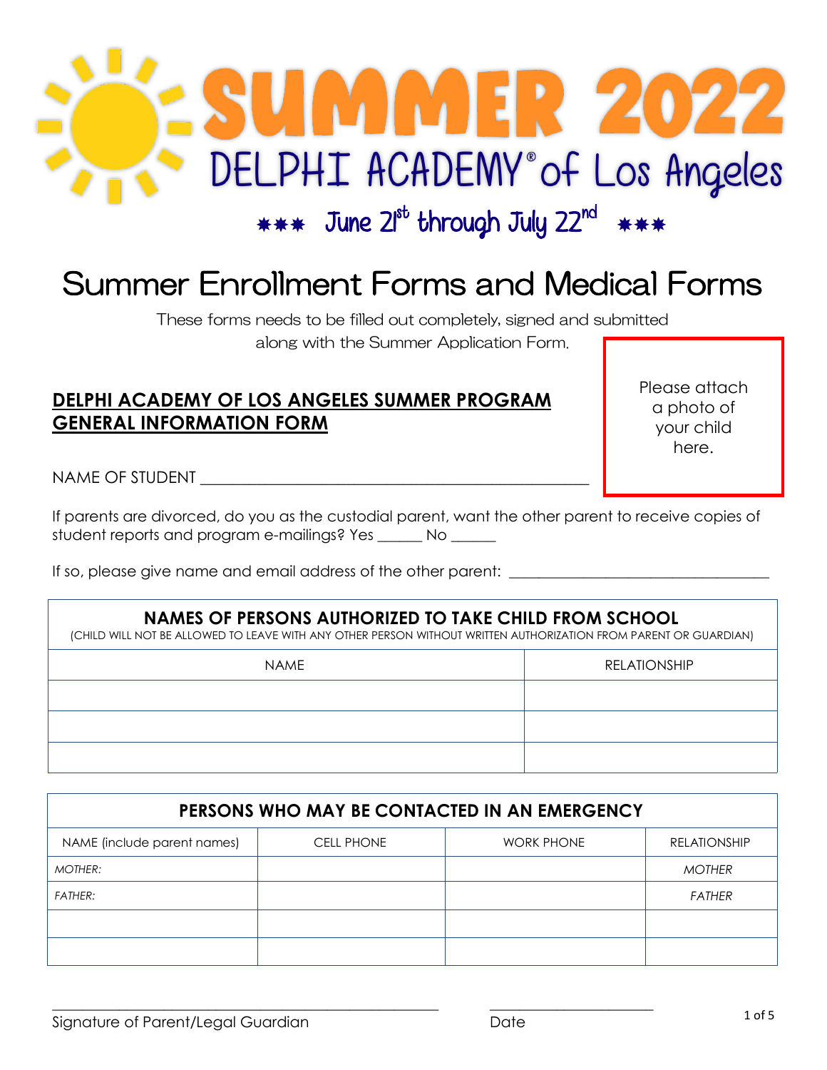# SUMMER 2022

## DELPHI ACADEMY® of Los Angeles

*** June 21st through July 22nd ***

# Summer Enrollment Forms and Medical Forms

These forms needs to be filled out completely, signed and submitted along with the Summer Application Form.

Please attach a photo of your child here.

## DELPHI ACADEMY OF LOS ANGELES SUMMER PROGRAM GENERAL INFORMATION FORM

NAME OF STUDENT ______________________________________________

If parents are divorced, do you as the custodial parent, want the other parent to receive copies of student reports and program e-mailings? Yes ______ No ______

If so, please give name and email address of the other parent: ________________________________

| **NAMES OF PERSONS AUTHORIZED TO TAKE CHILD FROM SCHOOL** (CHILD WILL NOT BE ALLOWED TO LEAVE WITH ANY OTHER PERSON WITHOUT WRITTEN AUTHORIZATION FROM PARENT OR GUARDIAN) | |
|---|---|
| NAME | RELATIONSHIP |
| | |
| | |
| | |

| **PERSONS WHO MAY BE CONTACTED IN AN EMERGENCY** | | | |
|---|---|---|---|
| NAME (include parent names) | CELL PHONE | WORK PHONE | RELATIONSHIP |
| *MOTHER:* | | | *MOTHER* |
| *FATHER:* | | | *FATHER* |
| | | | |
| | | | |

_______________________________________________ &nbsp;&nbsp;&nbsp;&nbsp; _____________________

Signature of Parent/Legal Guardian &nbsp;&nbsp;&nbsp;&nbsp; Date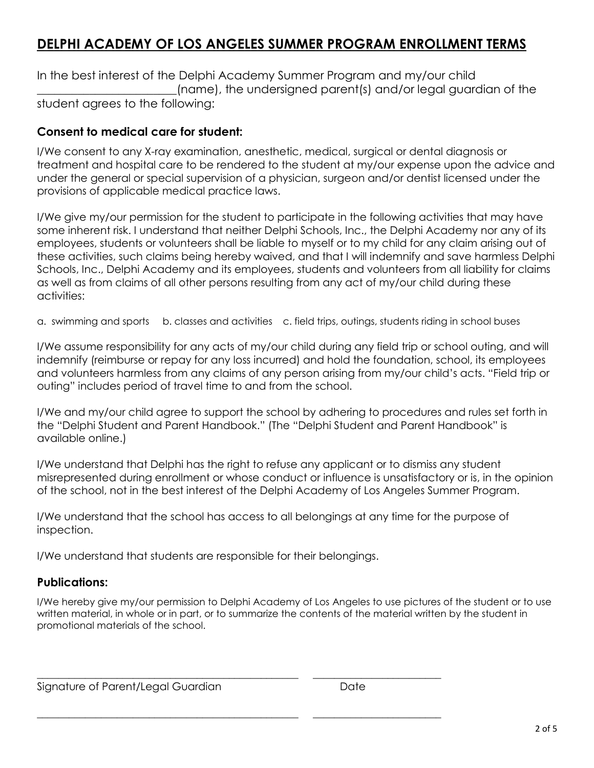## DELPHI ACADEMY OF LOS ANGELES SUMMER PROGRAM ENROLLMENT TERMS

In the best interest of the Delphi Academy Summer Program and my/our child ________________________(name), the undersigned parent(s) and/or legal guardian of the student agrees to the following:

### Consent to medical care for student:

I/We consent to any X-ray examination, anesthetic, medical, surgical or dental diagnosis or treatment and hospital care to be rendered to the student at my/our expense upon the advice and under the general or special supervision of a physician, surgeon and/or dentist licensed under the provisions of applicable medical practice laws.

I/We give my/our permission for the student to participate in the following activities that may have some inherent risk. I understand that neither Delphi Schools, Inc., the Delphi Academy nor any of its employees, students or volunteers shall be liable to myself or to my child for any claim arising out of these activities, such claims being hereby waived, and that I will indemnify and save harmless Delphi Schools, Inc., Delphi Academy and its employees, students and volunteers from all liability for claims as well as from claims of all other persons resulting from any act of my/our child during these activities:

a. swimming and sports  b. classes and activities  c. field trips, outings, students riding in school buses

I/We assume responsibility for any acts of my/our child during any field trip or school outing, and will indemnify (reimburse or repay for any loss incurred) and hold the foundation, school, its employees and volunteers harmless from any claims of any person arising from my/our child's acts. "Field trip or outing" includes period of travel time to and from the school.

I/We and my/our child agree to support the school by adhering to procedures and rules set forth in the "Delphi Student and Parent Handbook." (The "Delphi Student and Parent Handbook" is available online.)

I/We understand that Delphi has the right to refuse any applicant or to dismiss any student misrepresented during enrollment or whose conduct or influence is unsatisfactory or is, in the opinion of the school, not in the best interest of the Delphi Academy of Los Angeles Summer Program.

I/We understand that the school has access to all belongings at any time for the purpose of inspection.

I/We understand that students are responsible for their belongings.

### Publications:

I/We hereby give my/our permission to Delphi Academy of Los Angeles to use pictures of the student or to use written material, in whole or in part, or to summarize the contents of the material written by the student in promotional materials of the school.

__________________________________________________ ________________________

Signature of Parent/Legal Guardian Date

__________________________________________________ ________________________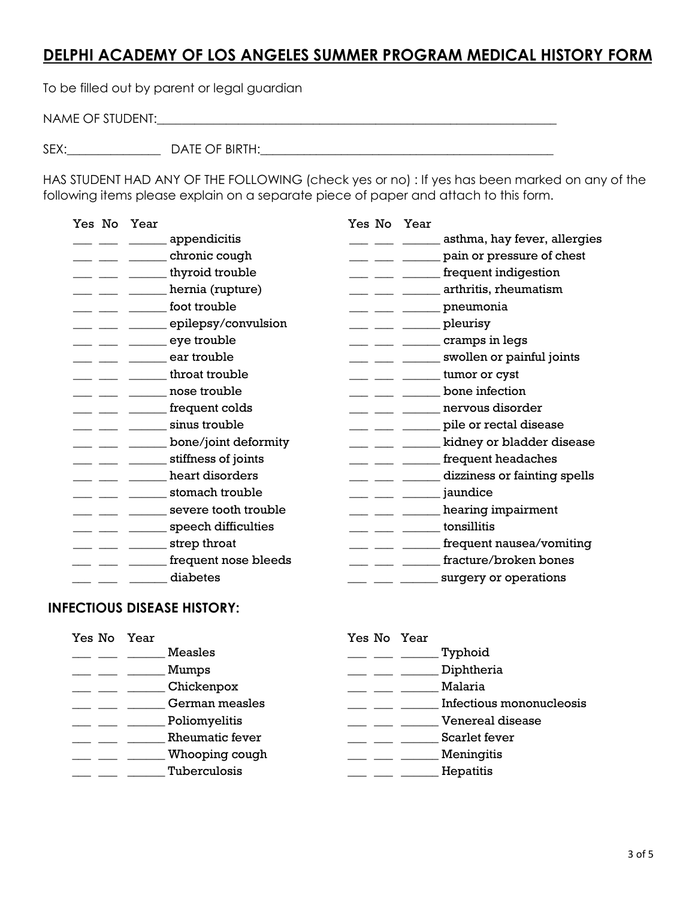# DELPHI ACADEMY OF LOS ANGELES SUMMER PROGRAM MEDICAL HISTORY FORM

To be filled out by parent or legal guardian

NAME OF STUDENT:_______________________________________________________________

SEX:_______________ DATE OF BIRTH:_______________________________________________

HAS STUDENT HAD ANY OF THE FOLLOWING (check yes or no) : If yes has been marked on any of the following items please explain on a separate piece of paper and attach to this form.

| Yes | No | Year | |
|---|---|---|---|
| ___ | ___ | ______ | appendicitis |
| ___ | ___ | ______ | chronic cough |
| ___ | ___ | ______ | thyroid trouble |
| ___ | ___ | ______ | hernia (rupture) |
| ___ | ___ | ______ | foot trouble |
| ___ | ___ | ______ | epilepsy/convulsion |
| ___ | ___ | ______ | eye trouble |
| ___ | ___ | ______ | ear trouble |
| ___ | ___ | ______ | throat trouble |
| ___ | ___ | ______ | nose trouble |
| ___ | ___ | ______ | frequent colds |
| ___ | ___ | ______ | sinus trouble |
| ___ | ___ | ______ | bone/joint deformity |
| ___ | ___ | ______ | stiffness of joints |
| ___ | ___ | ______ | heart disorders |
| ___ | ___ | ______ | stomach trouble |
| ___ | ___ | ______ | severe tooth trouble |
| ___ | ___ | ______ | speech difficulties |
| ___ | ___ | ______ | strep throat |
| ___ | ___ | ______ | frequent nose bleeds |
| ___ | ___ | ______ | diabetes |

| Yes | No | Year | |
|---|---|---|---|
| ___ | ___ | ______ | asthma, hay fever, allergies |
| ___ | ___ | ______ | pain or pressure of chest |
| ___ | ___ | ______ | frequent indigestion |
| ___ | ___ | ______ | arthritis, rheumatism |
| ___ | ___ | ______ | pneumonia |
| ___ | ___ | ______ | pleurisy |
| ___ | ___ | ______ | cramps in legs |
| ___ | ___ | ______ | swollen or painful joints |
| ___ | ___ | ______ | tumor or cyst |
| ___ | ___ | ______ | bone infection |
| ___ | ___ | ______ | nervous disorder |
| ___ | ___ | ______ | pile or rectal disease |
| ___ | ___ | ______ | kidney or bladder disease |
| ___ | ___ | ______ | frequent headaches |
| ___ | ___ | ______ | dizziness or fainting spells |
| ___ | ___ | ______ | jaundice |
| ___ | ___ | ______ | hearing impairment |
| ___ | ___ | ______ | tonsillitis |
| ___ | ___ | ______ | frequent nausea/vomiting |
| ___ | ___ | ______ | fracture/broken bones |
| ___ | ___ | ______ | surgery or operations |

## INFECTIOUS DISEASE HISTORY:

| Yes | No | Year | |
|---|---|---|---|
| ___ | ___ | ______ | Measles |
| ___ | ___ | ______ | Mumps |
| ___ | ___ | ______ | Chickenpox |
| ___ | ___ | ______ | German measles |
| ___ | ___ | ______ | Poliomyelitis |
| ___ | ___ | ______ | Rheumatic fever |
| ___ | ___ | ______ | Whooping cough |
| ___ | ___ | ______ | Tuberculosis |

| Yes | No | Year | |
|---|---|---|---|
| ___ | ___ | ______ | Typhoid |
| ___ | ___ | ______ | Diphtheria |
| ___ | ___ | ______ | Malaria |
| ___ | ___ | ______ | Infectious mononucleosis |
| ___ | ___ | ______ | Venereal disease |
| ___ | ___ | ______ | Scarlet fever |
| ___ | ___ | ______ | Meningitis |
| ___ | ___ | ______ | Hepatitis |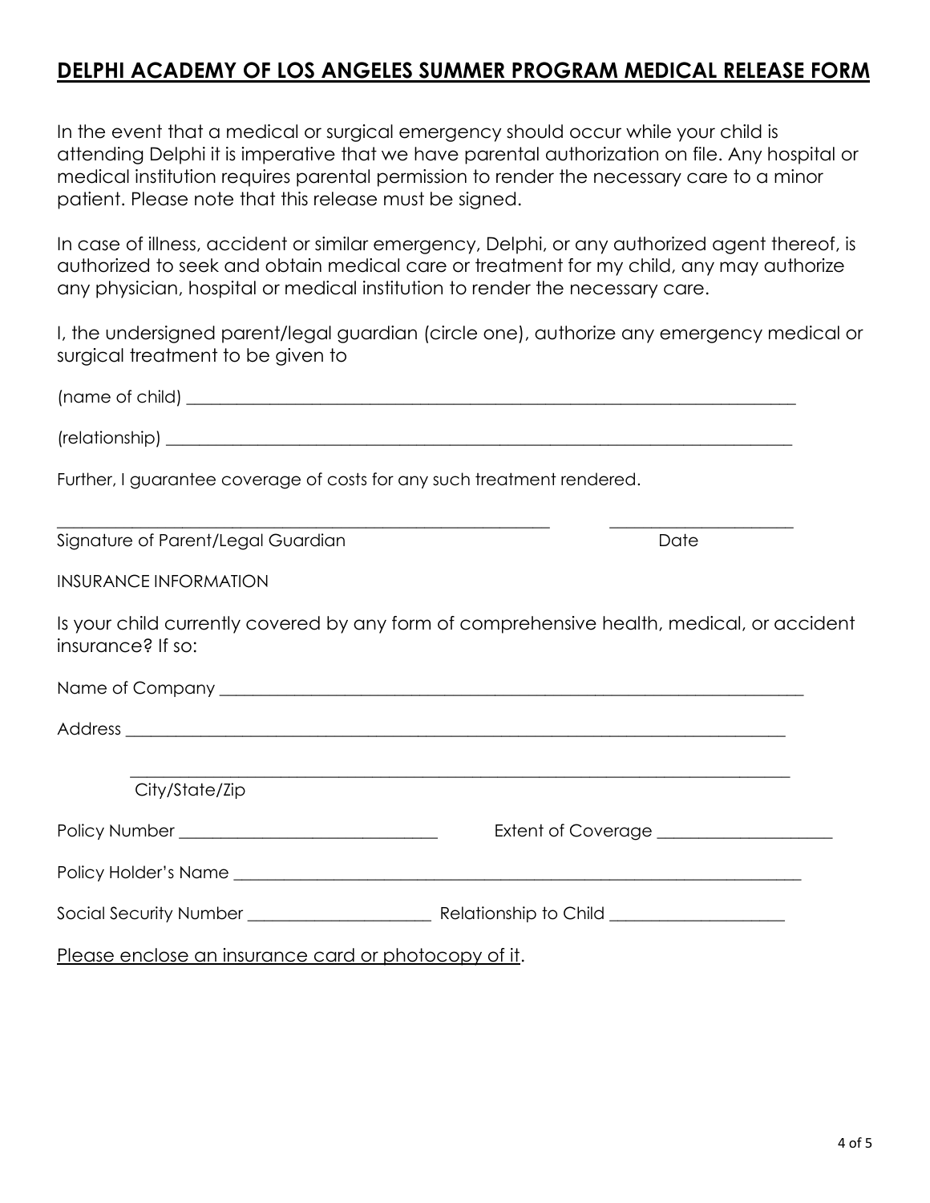# DELPHI ACADEMY OF LOS ANGELES SUMMER PROGRAM MEDICAL RELEASE FORM

In the event that a medical or surgical emergency should occur while your child is attending Delphi it is imperative that we have parental authorization on file. Any hospital or medical institution requires parental permission to render the necessary care to a minor patient. Please note that this release must be signed.

In case of illness, accident or similar emergency, Delphi, or any authorized agent thereof, is authorized to seek and obtain medical care or treatment for my child, any may authorize any physician, hospital or medical institution to render the necessary care.

I, the undersigned parent/legal guardian (circle one), authorize any emergency medical or surgical treatment to be given to

(name of child) ___________________________________________________________________________

(relationship) ____________________________________________________________________________

Further, I guarantee coverage of costs for any such treatment rendered.

______________________________________________ ____________________

Signature of Parent/Legal Guardian Date

INSURANCE INFORMATION

Is your child currently covered by any form of comprehensive health, medical, or accident insurance? If so:

Name of Company _________________________________________________________________________

Address ___________________________________________________________________________________

___________________________________________________________________________________

City/State/Zip

Policy Number ______________________________ Extent of Coverage ____________________

Policy Holder's Name _______________________________________________________________________

Social Security Number _____________________ Relationship to Child ____________________

Please enclose an insurance card or photocopy of it.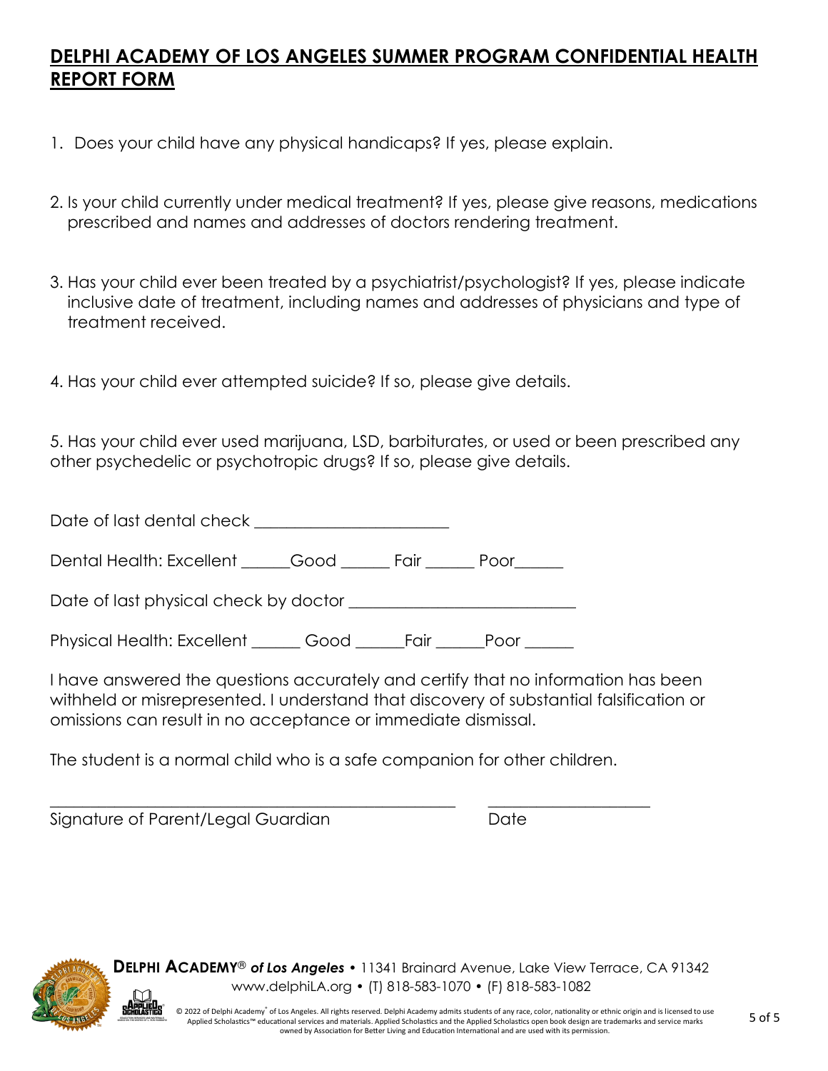# DELPHI ACADEMY OF LOS ANGELES SUMMER PROGRAM CONFIDENTIAL HEALTH REPORT FORM

1. Does your child have any physical handicaps? If yes, please explain.

2. Is your child currently under medical treatment? If yes, please give reasons, medications prescribed and names and addresses of doctors rendering treatment.

3. Has your child ever been treated by a psychiatrist/psychologist? If yes, please indicate inclusive date of treatment, including names and addresses of physicians and type of treatment received.

4. Has your child ever attempted suicide? If so, please give details.

5. Has your child ever used marijuana, LSD, barbiturates, or used or been prescribed any other psychedelic or psychotropic drugs? If so, please give details.

Date of last dental check ________________________

Dental Health: Excellent ______Good ______ Fair ______ Poor______

Date of last physical check by doctor ___________________________

Physical Health: Excellent ______ Good ______Fair ______Poor ______

I have answered the questions accurately and certify that no information has been withheld or misrepresented. I understand that discovery of substantial falsification or omissions can result in no acceptance or immediate dismissal.

The student is a normal child who is a safe companion for other children.

_____________________________________________________ ____________________

Signature of Parent/Legal Guardian Date

**DELPHI ACADEMY**® ***of Los Angeles*** • 11341 Brainard Avenue, Lake View Terrace, CA 91342
www.delphiLA.org • (T) 818-583-1070 • (F) 818-583-1082

© 2022 of Delphi Academy® of Los Angeles. All rights reserved. Delphi Academy admits students of any race, color, nationality or ethnic origin and is licensed to use Applied Scholastics™ educational services and materials. Applied Scholastics and the Applied Scholastics open book design are trademarks and service marks owned by Association for Better Living and Education International and are used with its permission.